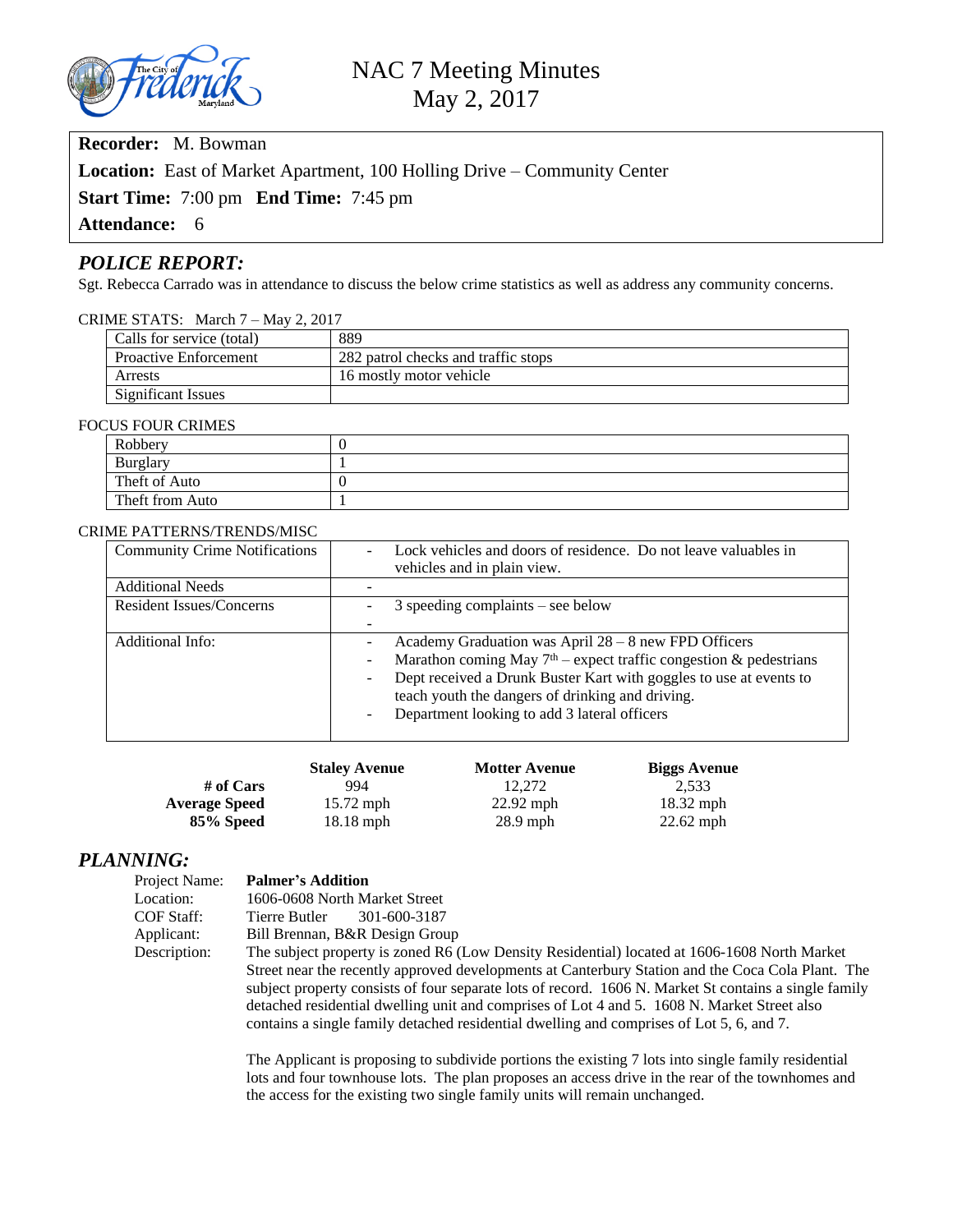# NAC 7 Meeting Minutes
## May 2, 2017

**Recorder:** M. Bowman

**Location:** East of Market Apartment, 100 Holling Drive – Community Center

**Start Time:** 7:00 pm **End Time:** 7:45 pm

**Attendance:** 6

## *POLICE REPORT:*

Sgt. Rebecca Carrado was in attendance to discuss the below crime statistics as well as address any community concerns.

CRIME STATS: March 7 – May 2, 2017

| | |
|---|---|
| Calls for service (total) | 889 |
| Proactive Enforcement | 282 patrol checks and traffic stops |
| Arrests | 16 mostly motor vehicle |
| Significant Issues | |

FOCUS FOUR CRIMES

| | |
|---|---|
| Robbery | 0 |
| Burglary | 1 |
| Theft of Auto | 0 |
| Theft from Auto | 1 |

CRIME PATTERNS/TRENDS/MISC

| | |
|---|---|
| Community Crime Notifications | - Lock vehicles and doors of residence. Do not leave valuables in vehicles and in plain view. |
| Additional Needs | - |
| Resident Issues/Concerns | - 3 speeding complaints – see below<br>- |
| Additional Info: | - Academy Graduation was April 28 – 8 new FPD Officers<br>- Marathon coming May 7th – expect traffic congestion & pedestrians<br>- Dept received a Drunk Buster Kart with goggles to use at events to teach youth the dangers of drinking and driving.<br>- Department looking to add 3 lateral officers |

| | **Staley Avenue** | **Motter Avenue** | **Biggs Avenue** |
|---|---|---|---|
| **# of Cars** | 994 | 12,272 | 2,533 |
| **Average Speed** | 15.72 mph | 22.92 mph | 18.32 mph |
| **85% Speed** | 18.18 mph | 28.9 mph | 22.62 mph |

## *PLANNING:*

Project Name: **Palmer's Addition**

Location: 1606-0608 North Market Street

COF Staff: Tierre Butler 301-600-3187

Applicant: Bill Brennan, B&R Design Group

Description: The subject property is zoned R6 (Low Density Residential) located at 1606-1608 North Market Street near the recently approved developments at Canterbury Station and the Coca Cola Plant. The subject property consists of four separate lots of record. 1606 N. Market St contains a single family detached residential dwelling unit and comprises of Lot 4 and 5. 1608 N. Market Street also contains a single family detached residential dwelling and comprises of Lot 5, 6, and 7.

The Applicant is proposing to subdivide portions the existing 7 lots into single family residential lots and four townhouse lots. The plan proposes an access drive in the rear of the townhomes and the access for the existing two single family units will remain unchanged.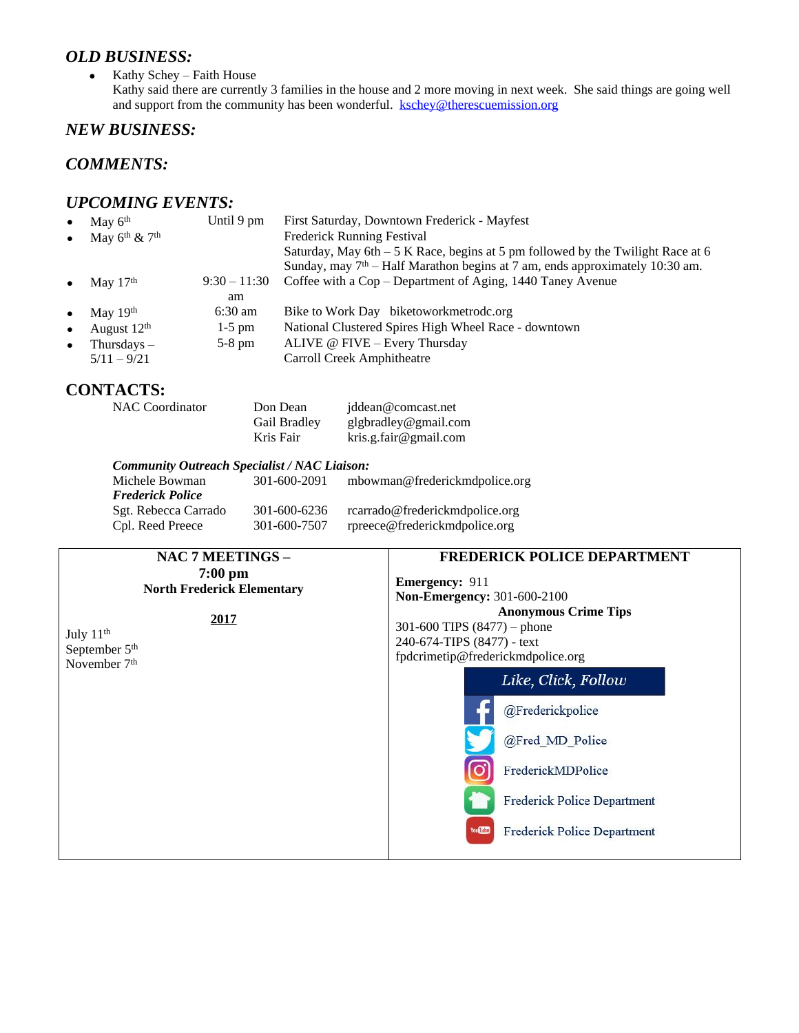## *OLD BUSINESS:*

- Kathy Schey – Faith House
  Kathy said there are currently 3 families in the house and 2 more moving in next week. She said things are going well and support from the community has been wonderful. kschey@therescuemission.org

## *NEW BUSINESS:*

## *COMMENTS:*

## *UPCOMING EVENTS:*

| | | |
|---|---|---|
| • May 6th | Until 9 pm | First Saturday, Downtown Frederick - Mayfest |
| • May 6th & 7th | | Frederick Running Festival<br>Saturday, May 6th – 5 K Race, begins at 5 pm followed by the Twilight Race at 6<br>Sunday, may 7th – Half Marathon begins at 7 am, ends approximately 10:30 am. |
| • May 17th | 9:30 – 11:30 am | Coffee with a Cop – Department of Aging, 1440 Taney Avenue |
| • May 19th | 6:30 am | Bike to Work Day biketoworkmetrodc.org |
| • August 12th | 1-5 pm | National Clustered Spires High Wheel Race - downtown |
| • Thursdays – 5/11 – 9/21 | 5-8 pm | ALIVE @ FIVE – Every Thursday<br>Carroll Creek Amphitheatre |

## CONTACTS:

| | | |
|---|---|---|
| NAC Coordinator | Don Dean | jddean@comcast.net |
| | Gail Bradley | glgbradley@gmail.com |
| | Kris Fair | kris.g.fair@gmail.com |

***Community Outreach Specialist / NAC Liaison:***

| | | |
|---|---|---|
| Michele Bowman | 301-600-2091 | mbowman@frederickmdpolice.org |
| ***Frederick Police*** | | |
| Sgt. Rebecca Carrado | 301-600-6236 | rcarrado@frederickmdpolice.org |
| Cpl. Reed Preece | 301-600-7507 | rpreece@frederickmdpolice.org |

**NAC 7 MEETINGS –**
**7:00 pm**
**North Frederick Elementary**

**2017**

July 11th
September 5th
November 7th

**FREDERICK POLICE DEPARTMENT**

**Emergency:** 911
**Non-Emergency:** 301-600-2100

**Anonymous Crime Tips**
301-600 TIPS (8477) – phone
240-674-TIPS (8477) - text
fpdcrimetip@frederickmdpolice.org

*Like, Click, Follow*

@Frederickpolice
@Fred_MD_Police
FrederickMDPolice
Frederick Police Department
Frederick Police Department